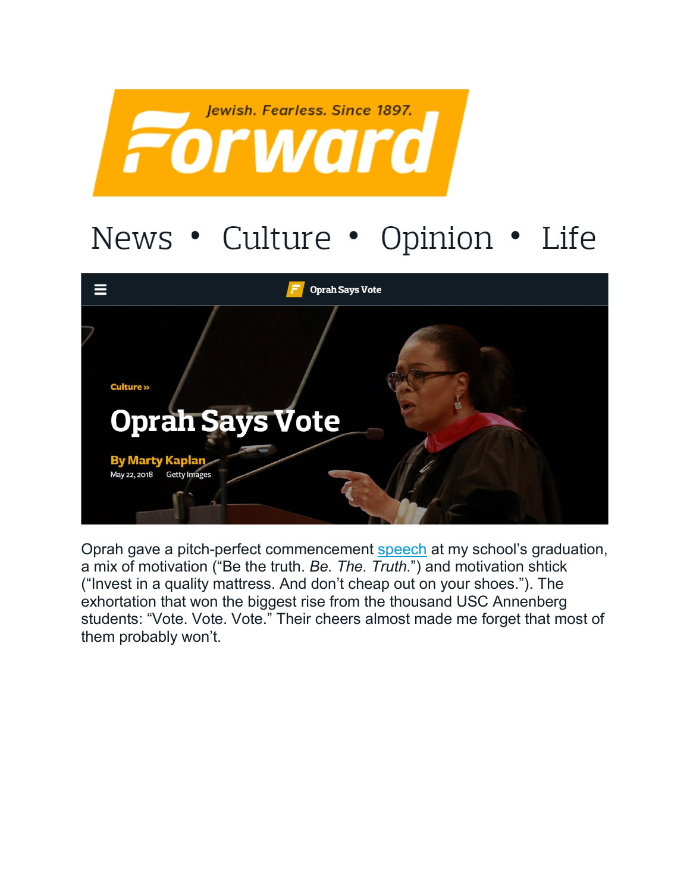Jewish. Fearless. Since 1897.

# Forward

News • Culture • Opinion • Life

Oprah Says Vote

Culture »

# Oprah Says Vote

**By Marty Kaplan**

May 22, 2018 Getty Images

Oprah gave a pitch-perfect commencement speech at my school's graduation, a mix of motivation ("Be the truth. *Be. The. Truth.*") and motivation shtick ("Invest in a quality mattress. And don't cheap out on your shoes."). The exhortation that won the biggest rise from the thousand USC Annenberg students: "Vote. Vote. Vote." Their cheers almost made me forget that most of them probably won't.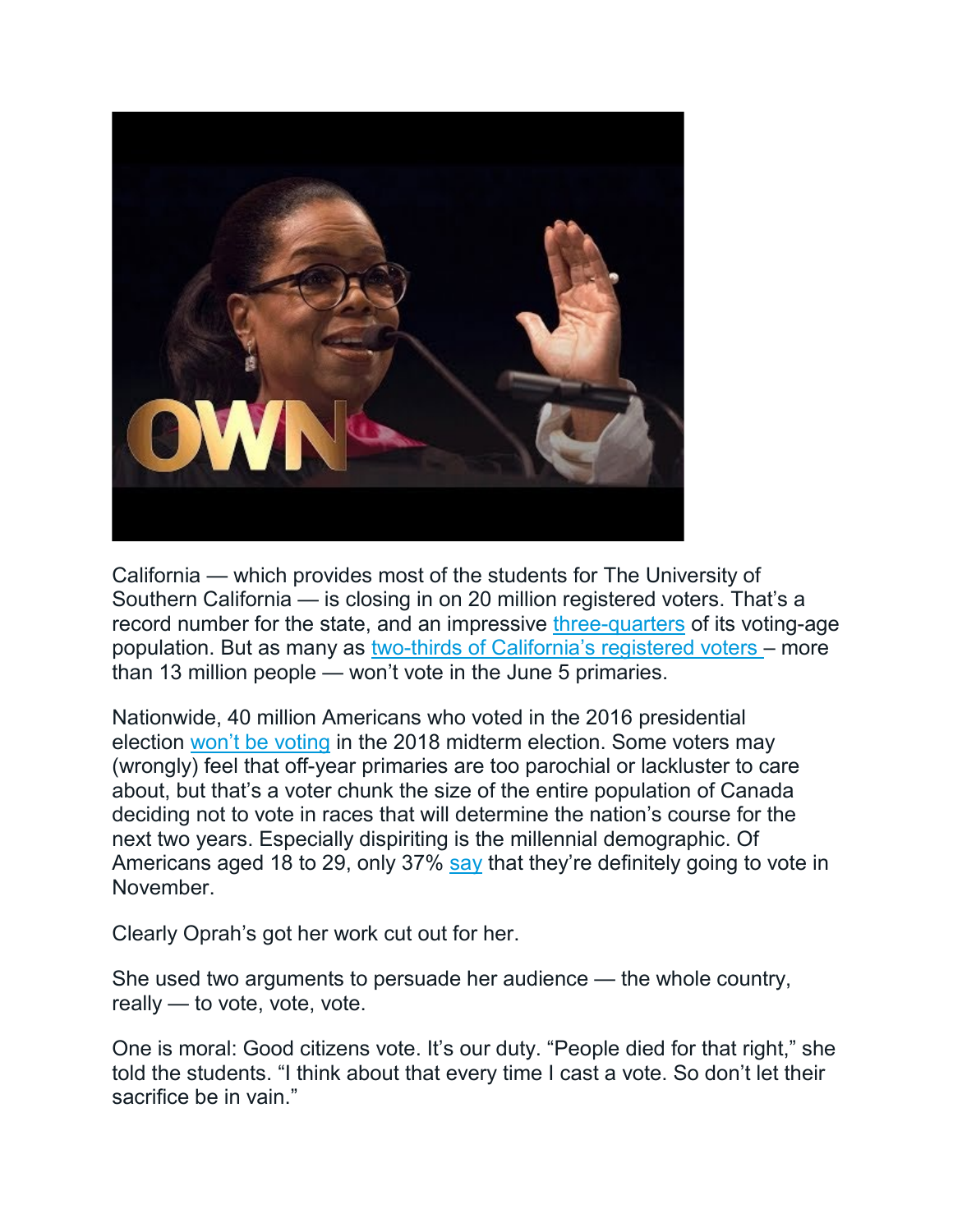California — which provides most of the students for The University of Southern California — is closing in on 20 million registered voters. That's a record number for the state, and an impressive three-quarters of its voting-age population. But as many as two-thirds of California's registered voters – more than 13 million people — won't vote in the June 5 primaries.

Nationwide, 40 million Americans who voted in the 2016 presidential election won't be voting in the 2018 midterm election. Some voters may (wrongly) feel that off-year primaries are too parochial or lackluster to care about, but that's a voter chunk the size of the entire population of Canada deciding not to vote in races that will determine the nation's course for the next two years. Especially dispiriting is the millennial demographic. Of Americans aged 18 to 29, only 37% say that they're definitely going to vote in November.

Clearly Oprah's got her work cut out for her.

She used two arguments to persuade her audience — the whole country, really — to vote, vote, vote.

One is moral: Good citizens vote. It's our duty. "People died for that right," she told the students. "I think about that every time I cast a vote. So don't let their sacrifice be in vain."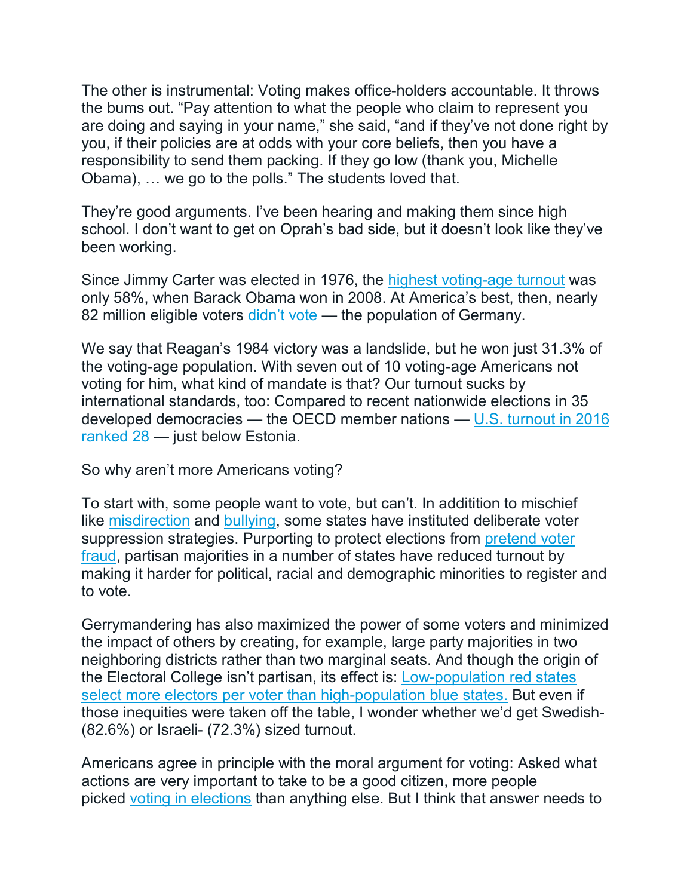The other is instrumental: Voting makes office-holders accountable. It throws the bums out. “Pay attention to what the people who claim to represent you are doing and saying in your name,” she said, “and if they’ve not done right by you, if their policies are at odds with your core beliefs, then you have a responsibility to send them packing. If they go low (thank you, Michelle Obama), … we go to the polls.” The students loved that.

They’re good arguments. I’ve been hearing and making them since high school. I don’t want to get on Oprah’s bad side, but it doesn’t look like they’ve been working.

Since Jimmy Carter was elected in 1976, the highest voting-age turnout was only 58%, when Barack Obama won in 2008. At America’s best, then, nearly 82 million eligible voters didn’t vote — the population of Germany.

We say that Reagan’s 1984 victory was a landslide, but he won just 31.3% of the voting-age population. With seven out of 10 voting-age Americans not voting for him, what kind of mandate is that? Our turnout sucks by international standards, too: Compared to recent nationwide elections in 35 developed democracies — the OECD member nations — U.S. turnout in 2016 ranked 28 — just below Estonia.

So why aren’t more Americans voting?

To start with, some people want to vote, but can’t. In additition to mischief like misdirection and bullying, some states have instituted deliberate voter suppression strategies. Purporting to protect elections from pretend voter fraud, partisan majorities in a number of states have reduced turnout by making it harder for political, racial and demographic minorities to register and to vote.

Gerrymandering has also maximized the power of some voters and minimized the impact of others by creating, for example, large party majorities in two neighboring districts rather than two marginal seats. And though the origin of the Electoral College isn’t partisan, its effect is: Low-population red states select more electors per voter than high-population blue states. But even if those inequities were taken off the table, I wonder whether we’d get Swedish- (82.6%) or Israeli- (72.3%) sized turnout.

Americans agree in principle with the moral argument for voting: Asked what actions are very important to take to be a good citizen, more people picked voting in elections than anything else. But I think that answer needs to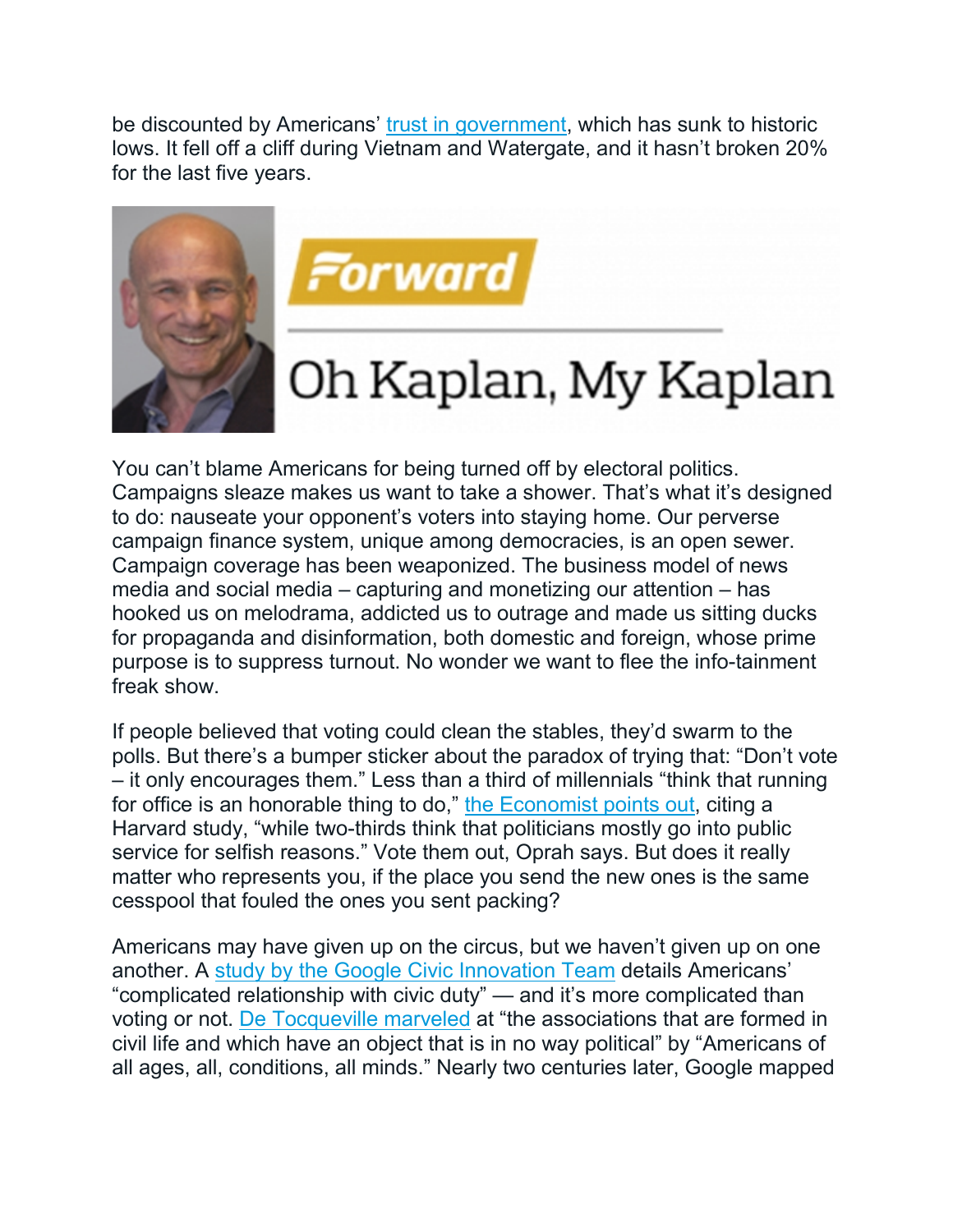be discounted by Americans' trust in government, which has sunk to historic lows. It fell off a cliff during Vietnam and Watergate, and it hasn't broken 20% for the last five years.

You can't blame Americans for being turned off by electoral politics. Campaigns sleaze makes us want to take a shower. That's what it's designed to do: nauseate your opponent's voters into staying home. Our perverse campaign finance system, unique among democracies, is an open sewer. Campaign coverage has been weaponized. The business model of news media and social media – capturing and monetizing our attention – has hooked us on melodrama, addicted us to outrage and made us sitting ducks for propaganda and disinformation, both domestic and foreign, whose prime purpose is to suppress turnout. No wonder we want to flee the info-tainment freak show.

If people believed that voting could clean the stables, they'd swarm to the polls. But there's a bumper sticker about the paradox of trying that: "Don't vote – it only encourages them." Less than a third of millennials "think that running for office is an honorable thing to do," the Economist points out, citing a Harvard study, "while two-thirds think that politicians mostly go into public service for selfish reasons." Vote them out, Oprah says. But does it really matter who represents you, if the place you send the new ones is the same cesspool that fouled the ones you sent packing?

Americans may have given up on the circus, but we haven't given up on one another. A study by the Google Civic Innovation Team details Americans' "complicated relationship with civic duty" — and it's more complicated than voting or not. De Tocqueville marveled at "the associations that are formed in civil life and which have an object that is in no way political" by "Americans of all ages, all, conditions, all minds." Nearly two centuries later, Google mapped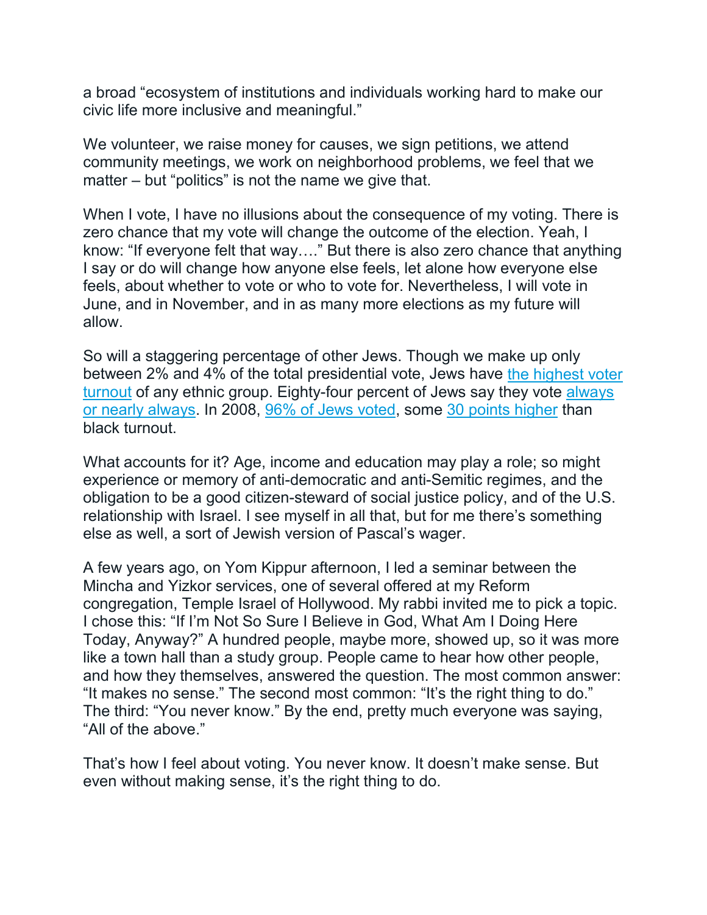a broad "ecosystem of institutions and individuals working hard to make our civic life more inclusive and meaningful."

We volunteer, we raise money for causes, we sign petitions, we attend community meetings, we work on neighborhood problems, we feel that we matter – but "politics" is not the name we give that.

When I vote, I have no illusions about the consequence of my voting. There is zero chance that my vote will change the outcome of the election. Yeah, I know: "If everyone felt that way…." But there is also zero chance that anything I say or do will change how anyone else feels, let alone how everyone else feels, about whether to vote or who to vote for. Nevertheless, I will vote in June, and in November, and in as many more elections as my future will allow.

So will a staggering percentage of other Jews. Though we make up only between 2% and 4% of the total presidential vote, Jews have the highest voter turnout of any ethnic group. Eighty-four percent of Jews say they vote always or nearly always. In 2008, 96% of Jews voted, some 30 points higher than black turnout.

What accounts for it? Age, income and education may play a role; so might experience or memory of anti-democratic and anti-Semitic regimes, and the obligation to be a good citizen-steward of social justice policy, and of the U.S. relationship with Israel. I see myself in all that, but for me there's something else as well, a sort of Jewish version of Pascal's wager.

A few years ago, on Yom Kippur afternoon, I led a seminar between the Mincha and Yizkor services, one of several offered at my Reform congregation, Temple Israel of Hollywood. My rabbi invited me to pick a topic. I chose this: "If I'm Not So Sure I Believe in God, What Am I Doing Here Today, Anyway?" A hundred people, maybe more, showed up, so it was more like a town hall than a study group. People came to hear how other people, and how they themselves, answered the question. The most common answer: "It makes no sense." The second most common: "It's the right thing to do." The third: "You never know." By the end, pretty much everyone was saying, "All of the above."

That's how I feel about voting. You never know. It doesn't make sense. But even without making sense, it's the right thing to do.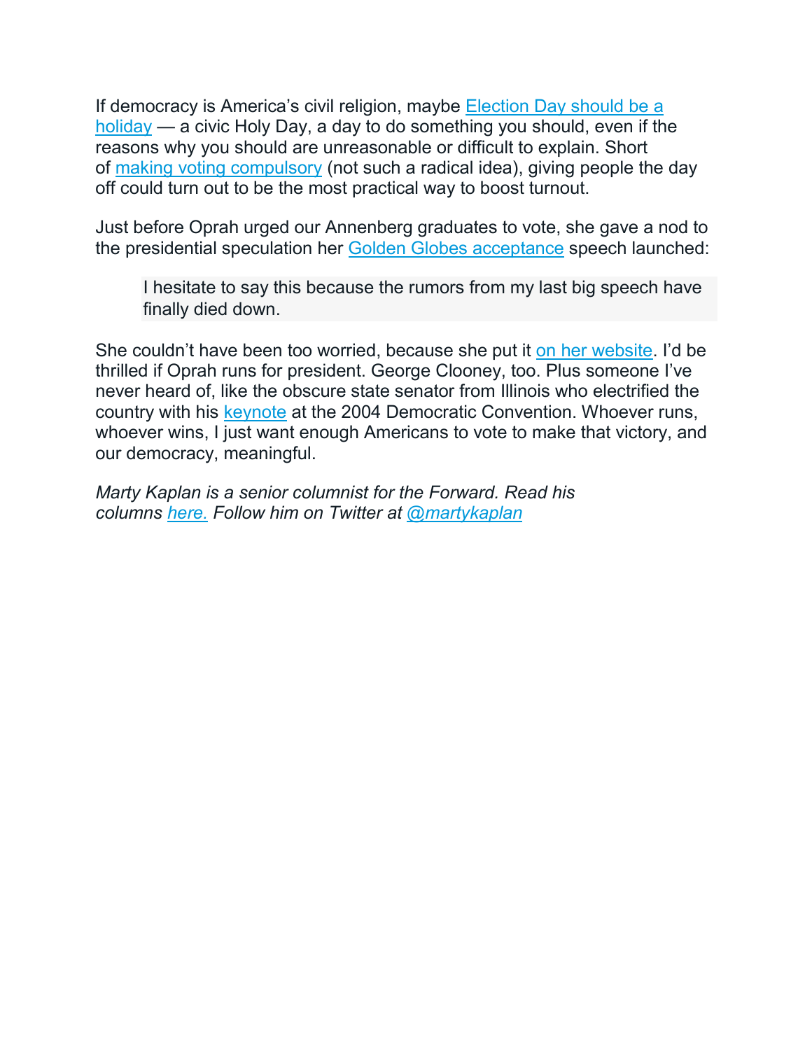If democracy is America's civil religion, maybe Election Day should be a holiday — a civic Holy Day, a day to do something you should, even if the reasons why you should are unreasonable or difficult to explain. Short of making voting compulsory (not such a radical idea), giving people the day off could turn out to be the most practical way to boost turnout.

Just before Oprah urged our Annenberg graduates to vote, she gave a nod to the presidential speculation her Golden Globes acceptance speech launched:

> I hesitate to say this because the rumors from my last big speech have finally died down.

She couldn't have been too worried, because she put it on her website. I'd be thrilled if Oprah runs for president. George Clooney, too. Plus someone I've never heard of, like the obscure state senator from Illinois who electrified the country with his keynote at the 2004 Democratic Convention. Whoever runs, whoever wins, I just want enough Americans to vote to make that victory, and our democracy, meaningful.

*Marty Kaplan is a senior columnist for the Forward. Read his columns here. Follow him on Twitter at @martykaplan*